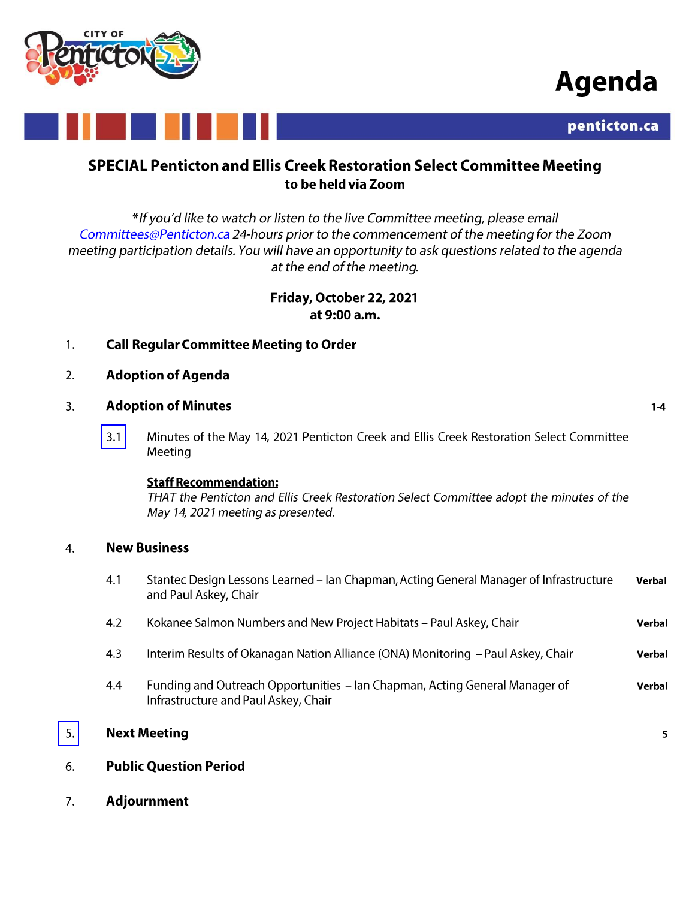# Agenda

penticton.ca

## SPECIAL Penticton and Ellis Creek Restoration Select Committee Meeting
**to be held via Zoom**

*\*If you'd like to watch or listen to the live Committee meeting, please email Committees@Penticton.ca 24-hours prior to the commencement of the meeting for the Zoom meeting participation details. You will have an opportunity to ask questions related to the agenda at the end of the meeting.*

**Friday, October 22, 2021**
**at 9:00 a.m.**

1. **Call Regular Committee Meeting to Order**

2. **Adoption of Agenda**

3. **Adoption of Minutes** — 1-4

   3.1 Minutes of the May 14, 2021 Penticton Creek and Ellis Creek Restoration Select Committee Meeting

   **Staff Recommendation:**
   *THAT the Penticton and Ellis Creek Restoration Select Committee adopt the minutes of the May 14, 2021 meeting as presented.*

4. **New Business**

   4.1 Stantec Design Lessons Learned – Ian Chapman, Acting General Manager of Infrastructure and Paul Askey, Chair — **Verbal**

   4.2 Kokanee Salmon Numbers and New Project Habitats – Paul Askey, Chair — **Verbal**

   4.3 Interim Results of Okanagan Nation Alliance (ONA) Monitoring – Paul Askey, Chair — **Verbal**

   4.4 Funding and Outreach Opportunities – Ian Chapman, Acting General Manager of Infrastructure and Paul Askey, Chair — **Verbal**

5. **Next Meeting** — 5

6. **Public Question Period**

7. **Adjournment**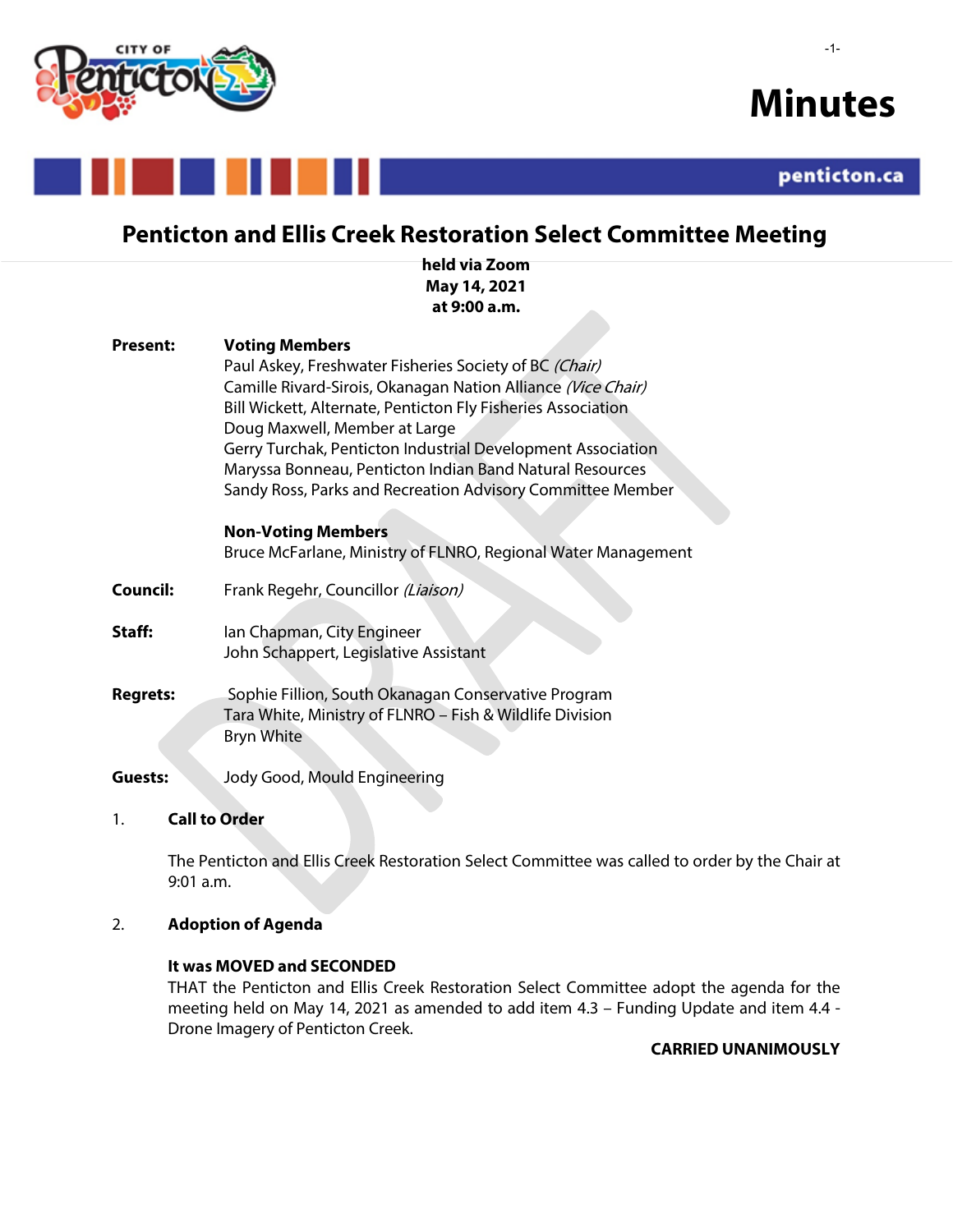# Minutes

## Penticton and Ellis Creek Restoration Select Committee Meeting

**held via Zoom**
**May 14, 2021**
**at 9:00 a.m.**

**Present:** **Voting Members**
Paul Askey, Freshwater Fisheries Society of BC *(Chair)*
Camille Rivard-Sirois, Okanagan Nation Alliance *(Vice Chair)*
Bill Wickett, Alternate, Penticton Fly Fisheries Association
Doug Maxwell, Member at Large
Gerry Turchak, Penticton Industrial Development Association
Maryssa Bonneau, Penticton Indian Band Natural Resources
Sandy Ross, Parks and Recreation Advisory Committee Member

**Non-Voting Members**
Bruce McFarlane, Ministry of FLNRO, Regional Water Management

**Council:** Frank Regehr, Councillor *(Liaison)*

**Staff:** Ian Chapman, City Engineer
John Schappert, Legislative Assistant

**Regrets:** Sophie Fillion, South Okanagan Conservative Program
Tara White, Ministry of FLNRO – Fish & Wildlife Division
Bryn White

**Guests:** Jody Good, Mould Engineering

### 1. Call to Order

The Penticton and Ellis Creek Restoration Select Committee was called to order by the Chair at 9:01 a.m.

### 2. Adoption of Agenda

**It was MOVED and SECONDED**
THAT the Penticton and Ellis Creek Restoration Select Committee adopt the agenda for the meeting held on May 14, 2021 as amended to add item 4.3 – Funding Update and item 4.4 - Drone Imagery of Penticton Creek.

**CARRIED UNANIMOUSLY**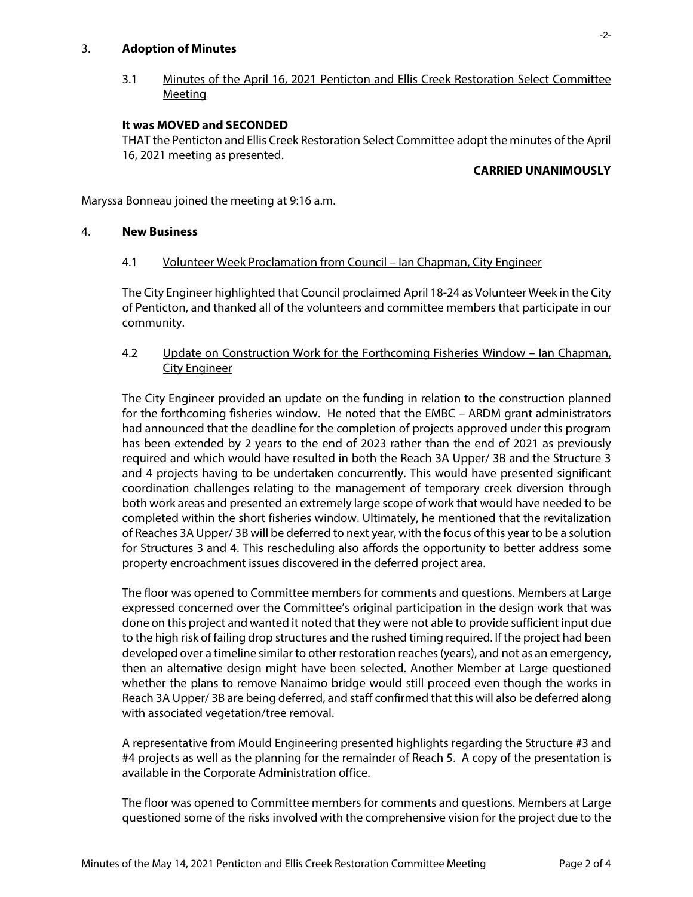## 3. Adoption of Minutes

### 3.1 Minutes of the April 16, 2021 Penticton and Ellis Creek Restoration Select Committee Meeting

**It was MOVED and SECONDED**

THAT the Penticton and Ellis Creek Restoration Select Committee adopt the minutes of the April 16, 2021 meeting as presented.

**CARRIED UNANIMOUSLY**

Maryssa Bonneau joined the meeting at 9:16 a.m.

## 4. New Business

### 4.1 Volunteer Week Proclamation from Council – Ian Chapman, City Engineer

The City Engineer highlighted that Council proclaimed April 18-24 as Volunteer Week in the City of Penticton, and thanked all of the volunteers and committee members that participate in our community.

### 4.2 Update on Construction Work for the Forthcoming Fisheries Window – Ian Chapman, City Engineer

The City Engineer provided an update on the funding in relation to the construction planned for the forthcoming fisheries window. He noted that the EMBC – ARDM grant administrators had announced that the deadline for the completion of projects approved under this program has been extended by 2 years to the end of 2023 rather than the end of 2021 as previously required and which would have resulted in both the Reach 3A Upper/ 3B and the Structure 3 and 4 projects having to be undertaken concurrently. This would have presented significant coordination challenges relating to the management of temporary creek diversion through both work areas and presented an extremely large scope of work that would have needed to be completed within the short fisheries window. Ultimately, he mentioned that the revitalization of Reaches 3A Upper/ 3B will be deferred to next year, with the focus of this year to be a solution for Structures 3 and 4. This rescheduling also affords the opportunity to better address some property encroachment issues discovered in the deferred project area.

The floor was opened to Committee members for comments and questions. Members at Large expressed concerned over the Committee's original participation in the design work that was done on this project and wanted it noted that they were not able to provide sufficient input due to the high risk of failing drop structures and the rushed timing required. If the project had been developed over a timeline similar to other restoration reaches (years), and not as an emergency, then an alternative design might have been selected. Another Member at Large questioned whether the plans to remove Nanaimo bridge would still proceed even though the works in Reach 3A Upper/ 3B are being deferred, and staff confirmed that this will also be deferred along with associated vegetation/tree removal.

A representative from Mould Engineering presented highlights regarding the Structure #3 and #4 projects as well as the planning for the remainder of Reach 5. A copy of the presentation is available in the Corporate Administration office.

The floor was opened to Committee members for comments and questions. Members at Large questioned some of the risks involved with the comprehensive vision for the project due to the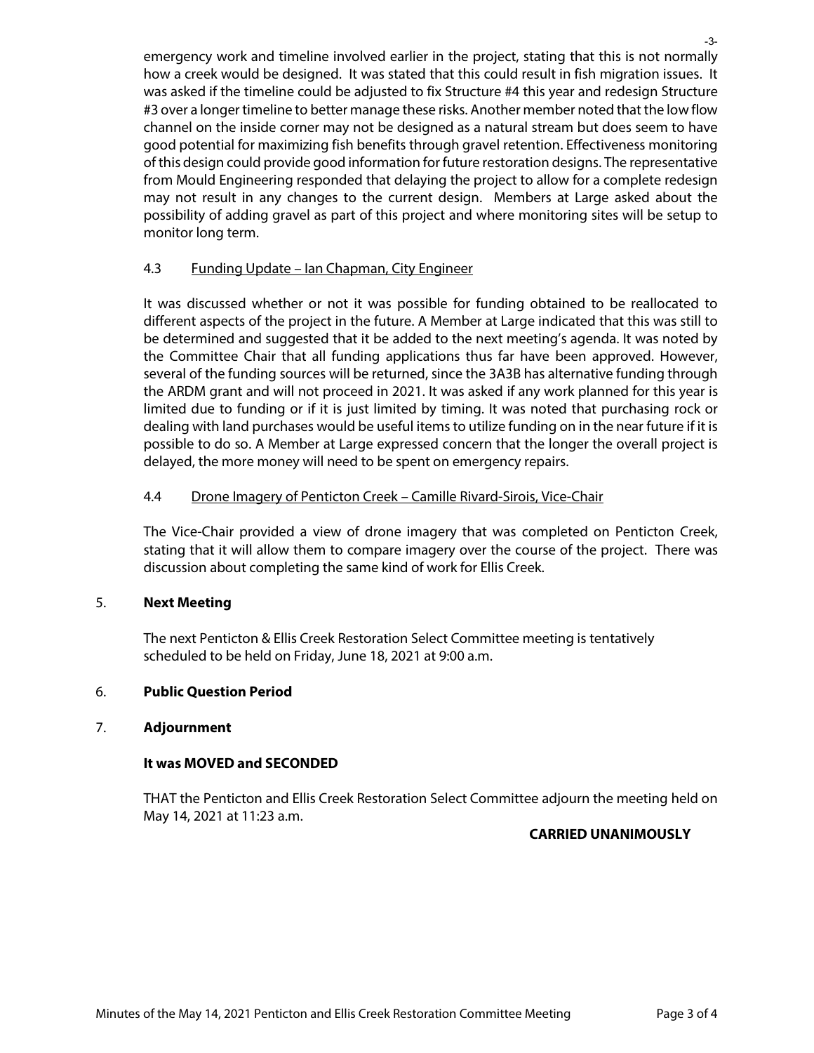emergency work and timeline involved earlier in the project, stating that this is not normally how a creek would be designed. It was stated that this could result in fish migration issues. It was asked if the timeline could be adjusted to fix Structure #4 this year and redesign Structure #3 over a longer timeline to better manage these risks. Another member noted that the low flow channel on the inside corner may not be designed as a natural stream but does seem to have good potential for maximizing fish benefits through gravel retention. Effectiveness monitoring of this design could provide good information for future restoration designs. The representative from Mould Engineering responded that delaying the project to allow for a complete redesign may not result in any changes to the current design. Members at Large asked about the possibility of adding gravel as part of this project and where monitoring sites will be setup to monitor long term.

### 4.3 Funding Update – Ian Chapman, City Engineer

It was discussed whether or not it was possible for funding obtained to be reallocated to different aspects of the project in the future. A Member at Large indicated that this was still to be determined and suggested that it be added to the next meeting's agenda. It was noted by the Committee Chair that all funding applications thus far have been approved. However, several of the funding sources will be returned, since the 3A3B has alternative funding through the ARDM grant and will not proceed in 2021. It was asked if any work planned for this year is limited due to funding or if it is just limited by timing. It was noted that purchasing rock or dealing with land purchases would be useful items to utilize funding on in the near future if it is possible to do so. A Member at Large expressed concern that the longer the overall project is delayed, the more money will need to be spent on emergency repairs.

### 4.4 Drone Imagery of Penticton Creek – Camille Rivard-Sirois, Vice-Chair

The Vice-Chair provided a view of drone imagery that was completed on Penticton Creek, stating that it will allow them to compare imagery over the course of the project. There was discussion about completing the same kind of work for Ellis Creek.

## 5. Next Meeting

The next Penticton & Ellis Creek Restoration Select Committee meeting is tentatively scheduled to be held on Friday, June 18, 2021 at 9:00 a.m.

## 6. Public Question Period

## 7. Adjournment

**It was MOVED and SECONDED**

THAT the Penticton and Ellis Creek Restoration Select Committee adjourn the meeting held on May 14, 2021 at 11:23 a.m.

**CARRIED UNANIMOUSLY**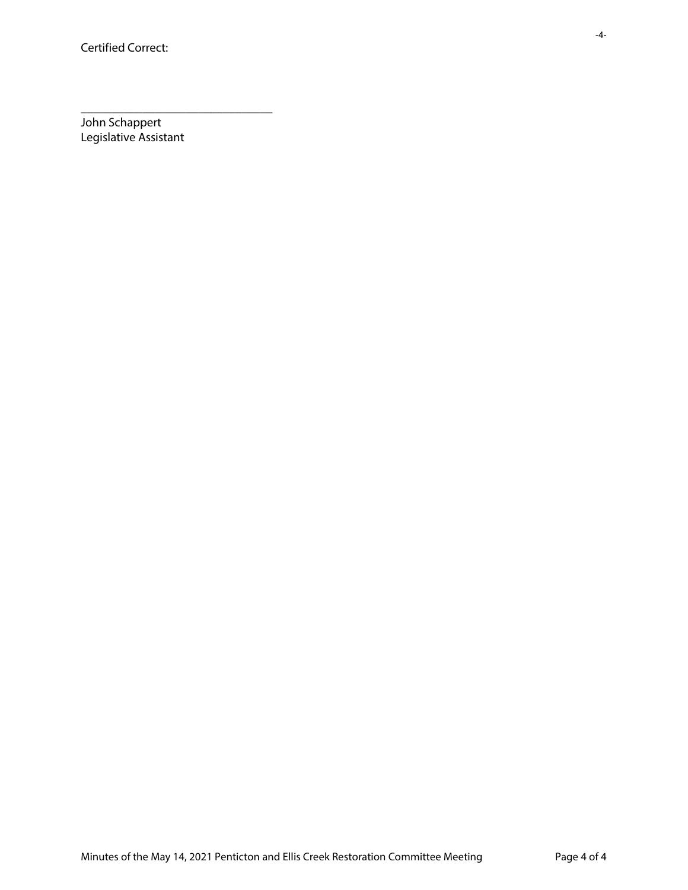Certified Correct:

\_\_\_\_\_\_\_\_\_\_\_\_\_\_\_\_\_\_\_\_\_\_\_\_\_\_\_\_\_\_\_\_

John Schappert
Legislative Assistant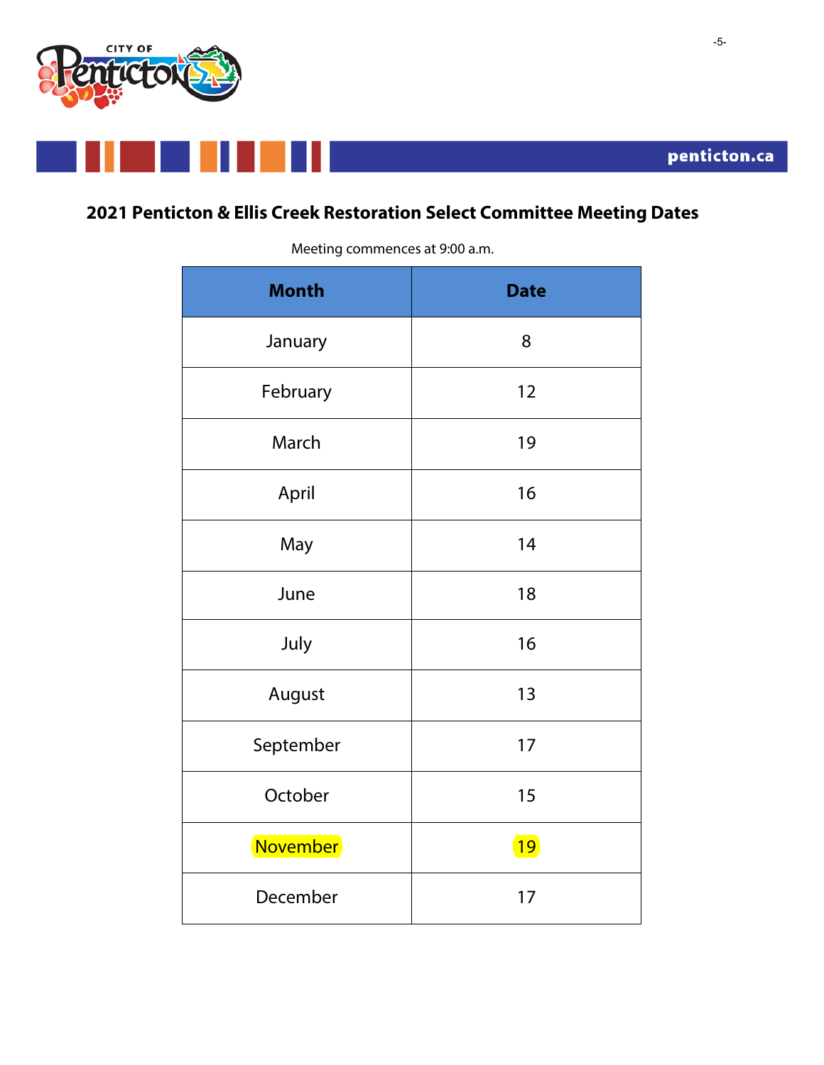## 2021 Penticton & Ellis Creek Restoration Select Committee Meeting Dates

Meeting commences at 9:00 a.m.

| Month | Date |
| --- | --- |
| January | 8 |
| February | 12 |
| March | 19 |
| April | 16 |
| May | 14 |
| June | 18 |
| July | 16 |
| August | 13 |
| September | 17 |
| October | 15 |
| November | 19 |
| December | 17 |